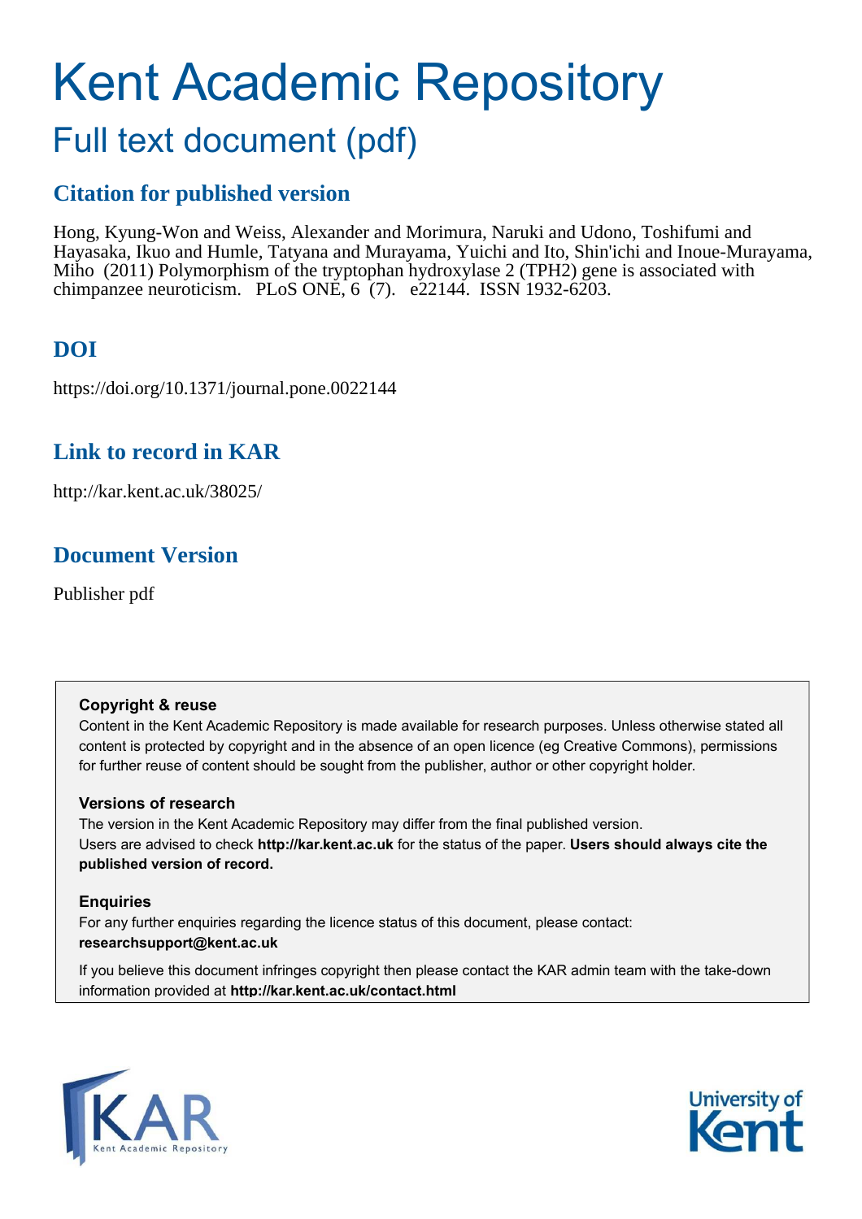# Kent Academic Repository

## Full text document (pdf)

### Citation for published version

Hong, Kyung-Won and Weiss, Alexander and Morimura, Naruki and Udono, Toshifumi and Hayasaka, Ikuo and Humle, Tatyana and Murayama, Yuichi and Ito, Shin'ichi and Inoue-Murayama, Miho (2011) Polymorphism of the tryptophan hydroxylase 2 (TPH2) gene is associated with chimpanzee neuroticism. PLoS ONE, 6 (7). e22144. ISSN 1932-6203.

### DOI

https://doi.org/10.1371/journal.pone.0022144

### Link to record in KAR

http://kar.kent.ac.uk/38025/

### Document Version

Publisher pdf

**Copyright & reuse**

Content in the Kent Academic Repository is made available for research purposes. Unless otherwise stated all content is protected by copyright and in the absence of an open licence (eg Creative Commons), permissions for further reuse of content should be sought from the publisher, author or other copyright holder.

**Versions of research**

The version in the Kent Academic Repository may differ from the final published version.
Users are advised to check **http://kar.kent.ac.uk** for the status of the paper. **Users should always cite the published version of record.**

**Enquiries**

For any further enquiries regarding the licence status of this document, please contact:
**researchsupport@kent.ac.uk**

If you believe this document infringes copyright then please contact the KAR admin team with the take-down information provided at **http://kar.kent.ac.uk/contact.html**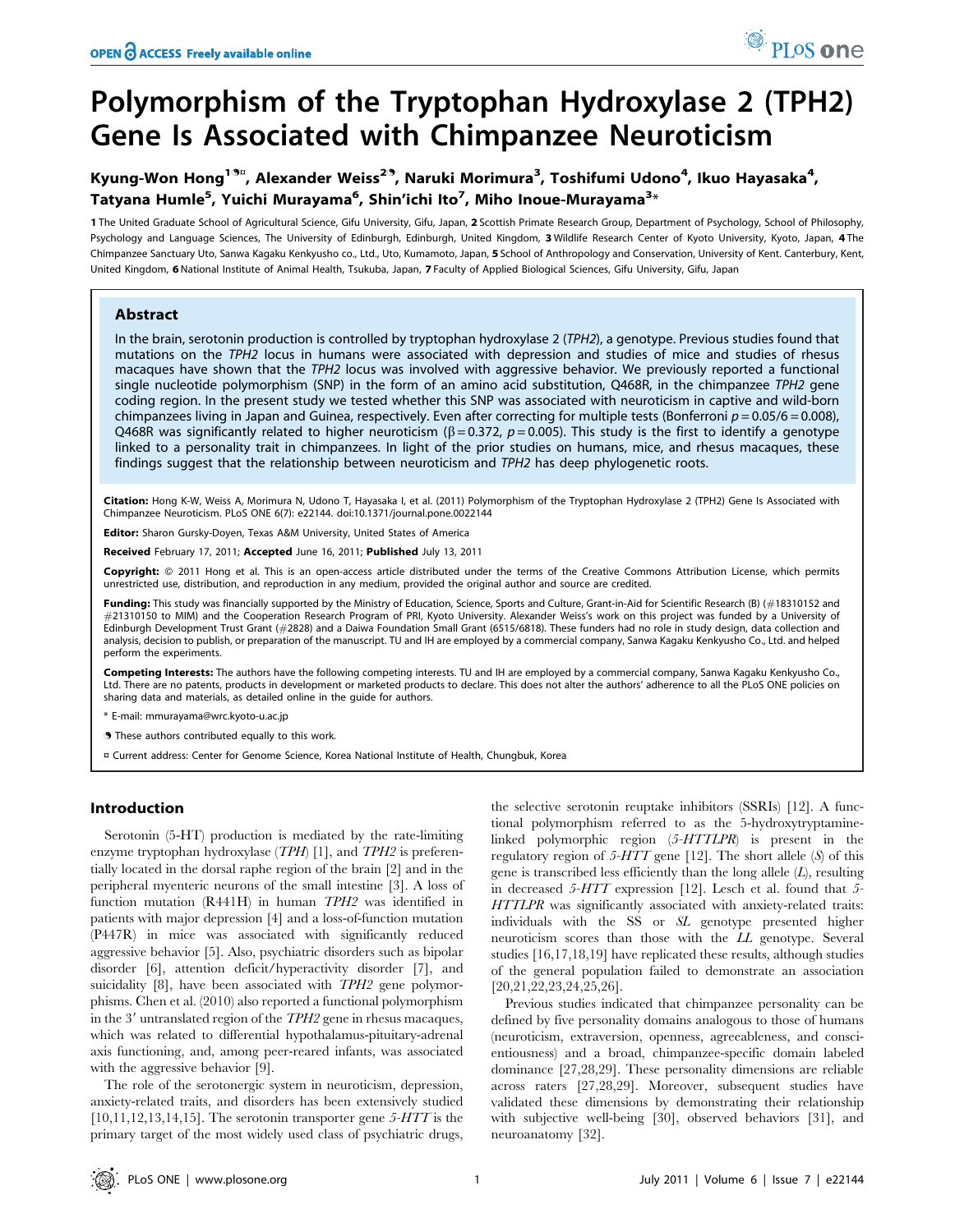# Polymorphism of the Tryptophan Hydroxylase 2 (TPH2) Gene Is Associated with Chimpanzee Neuroticism

**Kyung-Won Hong**[1¶¤], **Alexander Weiss**[2¶], **Naruki Morimura**[3], **Toshifumi Udono**[4], **Ikuo Hayasaka**[4], **Tatyana Humle**[5], **Yuichi Murayama**[6], **Shin'ichi Ito**[7], **Miho Inoue-Murayama**[3*]

**1** The United Graduate School of Agricultural Science, Gifu University, Gifu, Japan, **2** Scottish Primate Research Group, Department of Psychology, School of Philosophy, Psychology and Language Sciences, The University of Edinburgh, Edinburgh, United Kingdom, **3** Wildlife Research Center of Kyoto University, Kyoto, Japan, **4** The Chimpanzee Sanctuary Uto, Sanwa Kagaku Kenkyusho co., Ltd., Uto, Kumamoto, Japan, **5** School of Anthropology and Conservation, University of Kent. Canterbury, Kent, United Kingdom, **6** National Institute of Animal Health, Tsukuba, Japan, **7** Faculty of Applied Biological Sciences, Gifu University, Gifu, Japan

## Abstract

In the brain, serotonin production is controlled by tryptophan hydroxylase 2 (*TPH2*), a genotype. Previous studies found that mutations on the *TPH2* locus in humans were associated with depression and studies of mice and studies of rhesus macaques have shown that the *TPH2* locus was involved with aggressive behavior. We previously reported a functional single nucleotide polymorphism (SNP) in the form of an amino acid substitution, Q468R, in the chimpanzee *TPH2* gene coding region. In the present study we tested whether this SNP was associated with neuroticism in captive and wild-born chimpanzees living in Japan and Guinea, respectively. Even after correcting for multiple tests (Bonferroni $p = 0.05/6 = 0.008$), Q468R was significantly related to higher neuroticism ($\beta = 0.372$, $p = 0.005$). This study is the first to identify a genotype linked to a personality trait in chimpanzees. In light of the prior studies on humans, mice, and rhesus macaques, these findings suggest that the relationship between neuroticism and *TPH2* has deep phylogenetic roots.

**Citation:** Hong K-W, Weiss A, Morimura N, Udono T, Hayasaka I, et al. (2011) Polymorphism of the Tryptophan Hydroxylase 2 (TPH2) Gene Is Associated with Chimpanzee Neuroticism. PLoS ONE 6(7): e22144. doi:10.1371/journal.pone.0022144

**Editor:** Sharon Gursky-Doyen, Texas A&M University, United States of America

**Received** February 17, 2011; **Accepted** June 16, 2011; **Published** July 13, 2011

**Copyright:** © 2011 Hong et al. This is an open-access article distributed under the terms of the Creative Commons Attribution License, which permits unrestricted use, distribution, and reproduction in any medium, provided the original author and source are credited.

**Funding:** This study was financially supported by the Ministry of Education, Science, Sports and Culture, Grant-in-Aid for Scientific Research (B) (#18310152 and #21310150 to MIM) and the Cooperation Research Program of PRI, Kyoto University. Alexander Weiss's work on this project was funded by a University of Edinburgh Development Trust Grant (#2828) and a Daiwa Foundation Small Grant (6515/6818). These funders had no role in study design, data collection and analysis, decision to publish, or preparation of the manuscript. TU and IH are employed by a commercial company, Sanwa Kagaku Kenkyusho Co., Ltd. and helped perform the experiments.

**Competing Interests:** The authors have the following competing interests. TU and IH are employed by a commercial company, Sanwa Kagaku Kenkyusho Co., Ltd. There are no patents, products in development or marketed products to declare. This does not alter the authors' adherence to all the PLoS ONE policies on sharing data and materials, as detailed online in the guide for authors.

* E-mail: mmurayama@wrc.kyoto-u.ac.jp

¶ These authors contributed equally to this work.

¤ Current address: Center for Genome Science, Korea National Institute of Health, Chungbuk, Korea

## Introduction

Serotonin (5-HT) production is mediated by the rate-limiting enzyme tryptophan hydroxylase (*TPH*) [1], and *TPH2* is preferentially located in the dorsal raphe region of the brain [2] and in the peripheral myenteric neurons of the small intestine [3]. A loss of function mutation (R441H) in human *TPH2* was identified in patients with major depression [4] and a loss-of-function mutation (P447R) in mice was associated with significantly reduced aggressive behavior [5]. Also, psychiatric disorders such as bipolar disorder [6], attention deficit/hyperactivity disorder [7], and suicidality [8], have been associated with *TPH2* gene polymorphisms. Chen et al. (2010) also reported a functional polymorphism in the 3′ untranslated region of the *TPH2* gene in rhesus macaques, which was related to differential hypothalamus-pituitary-adrenal axis functioning, and, among peer-reared infants, was associated with the aggressive behavior [9].

The role of the serotonergic system in neuroticism, depression, anxiety-related traits, and disorders has been extensively studied [10,11,12,13,14,15]. The serotonin transporter gene *5-HTT* is the primary target of the most widely used class of psychiatric drugs, the selective serotonin reuptake inhibitors (SSRIs) [12]. A functional polymorphism referred to as the 5-hydroxytryptamine-linked polymorphic region (*5-HTTLPR*) is present in the regulatory region of *5-HTT* gene [12]. The short allele (*S*) of this gene is transcribed less efficiently than the long allele (*L*), resulting in decreased *5-HTT* expression [12]. Lesch et al. found that *5-HTTLPR* was significantly associated with anxiety-related traits: individuals with the SS or *SL* genotype presented higher neuroticism scores than those with the *LL* genotype. Several studies [16,17,18,19] have replicated these results, although studies of the general population failed to demonstrate an association [20,21,22,23,24,25,26].

Previous studies indicated that chimpanzee personality can be defined by five personality domains analogous to those of humans (neuroticism, extraversion, openness, agreeableness, and conscientiousness) and a broad, chimpanzee-specific domain labeled dominance [27,28,29]. These personality dimensions are reliable across raters [27,28,29]. Moreover, subsequent studies have validated these dimensions by demonstrating their relationship with subjective well-being [30], observed behaviors [31], and neuroanatomy [32].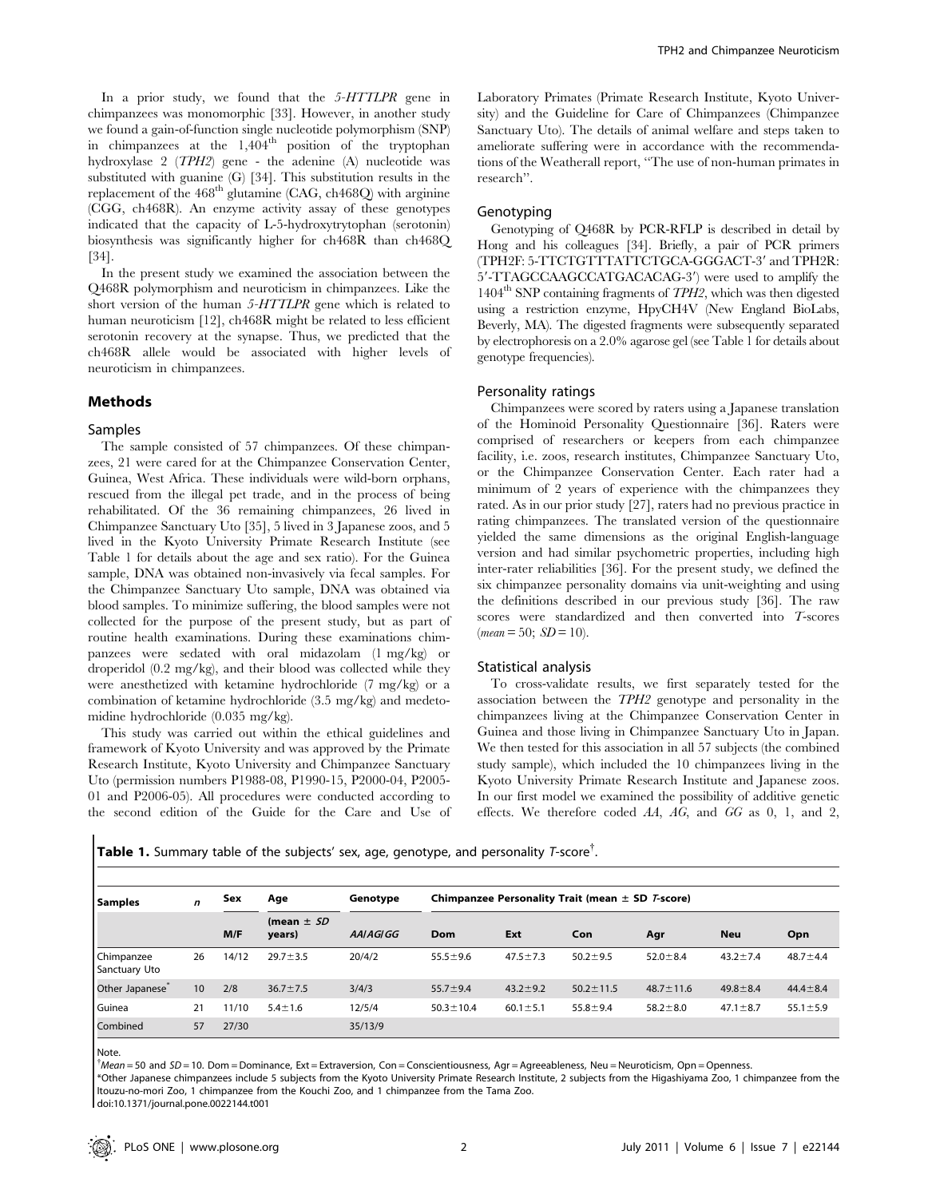In a prior study, we found that the *5-HTTLPR* gene in chimpanzees was monomorphic [33]. However, in another study we found a gain-of-function single nucleotide polymorphism (SNP) in chimpanzees at the 1,404[th] position of the tryptophan hydroxylase 2 (*TPH2*) gene - the adenine (A) nucleotide was substituted with guanine (G) [34]. This substitution results in the replacement of the 468[th] glutamine (CAG, ch468Q) with arginine (CGG, ch468R). An enzyme activity assay of these genotypes indicated that the capacity of L-5-hydroxytrytophan (serotonin) biosynthesis was significantly higher for ch468R than ch468Q [34].

In the present study we examined the association between the Q468R polymorphism and neuroticism in chimpanzees. Like the short version of the human *5-HTTLPR* gene which is related to human neuroticism [12], ch468R might be related to less efficient serotonin recovery at the synapse. Thus, we predicted that the ch468R allele would be associated with higher levels of neuroticism in chimpanzees.

## Methods

### Samples

The sample consisted of 57 chimpanzees. Of these chimpanzees, 21 were cared for at the Chimpanzee Conservation Center, Guinea, West Africa. These individuals were wild-born orphans, rescued from the illegal pet trade, and in the process of being rehabilitated. Of the 36 remaining chimpanzees, 26 lived in Chimpanzee Sanctuary Uto [35], 5 lived in 3 Japanese zoos, and 5 lived in the Kyoto University Primate Research Institute (see Table 1 for details about the age and sex ratio). For the Guinea sample, DNA was obtained non-invasively via fecal samples. For the Chimpanzee Sanctuary Uto sample, DNA was obtained via blood samples. To minimize suffering, the blood samples were not collected for the purpose of the present study, but as part of routine health examinations. During these examinations chimpanzees were sedated with oral midazolam (1 mg/kg) or droperidol (0.2 mg/kg), and their blood was collected while they were anesthetized with ketamine hydrochloride (7 mg/kg) or a combination of ketamine hydrochloride (3.5 mg/kg) and medetomidine hydrochloride (0.035 mg/kg).

This study was carried out within the ethical guidelines and framework of Kyoto University and was approved by the Primate Research Institute, Kyoto University and Chimpanzee Sanctuary Uto (permission numbers P1988-08, P1990-15, P2000-04, P2005-01 and P2006-05). All procedures were conducted according to the second edition of the Guide for the Care and Use of Laboratory Primates (Primate Research Institute, Kyoto University) and the Guideline for Care of Chimpanzees (Chimpanzee Sanctuary Uto). The details of animal welfare and steps taken to ameliorate suffering were in accordance with the recommendations of the Weatherall report, "The use of non-human primates in research".

### Genotyping

Genotyping of Q468R by PCR-RFLP is described in detail by Hong and his colleagues [34]. Briefly, a pair of PCR primers (TPH2F: 5-TTCTGTTTATTCTGCA-GGGACT-3′ and TPH2R: 5′-TTAGCCAAGCCATGACACAG-3′) were used to amplify the 1404[th] SNP containing fragments of *TPH2*, which was then digested using a restriction enzyme, HpyCH4V (New England BioLabs, Beverly, MA). The digested fragments were subsequently separated by electrophoresis on a 2.0% agarose gel (see Table 1 for details about genotype frequencies).

### Personality ratings

Chimpanzees were scored by raters using a Japanese translation of the Hominoid Personality Questionnaire [36]. Raters were comprised of researchers or keepers from each chimpanzee facility, i.e. zoos, research institutes, Chimpanzee Sanctuary Uto, or the Chimpanzee Conservation Center. Each rater had a minimum of 2 years of experience with the chimpanzees they rated. As in our prior study [27], raters had no previous practice in rating chimpanzees. The translated version of the questionnaire yielded the same dimensions as the original English-language version and had similar psychometric properties, including high inter-rater reliabilities [36]. For the present study, we defined the six chimpanzee personality domains via unit-weighting and using the definitions described in our previous study [36]. The raw scores were standardized and then converted into *T*-scores (*mean* = 50; *SD* = 10).

### Statistical analysis

To cross-validate results, we first separately tested for the association between the *TPH2* genotype and personality in the chimpanzees living at the Chimpanzee Conservation Center in Guinea and those living in Chimpanzee Sanctuary Uto in Japan. We then tested for this association in all 57 subjects (the combined study sample), which included the 10 chimpanzees living in the Kyoto University Primate Research Institute and Japanese zoos. In our first model we examined the possibility of additive genetic effects. We therefore coded *AA*, *AG*, and *GG* as 0, 1, and 2,

**Table 1.** Summary table of the subjects' sex, age, genotype, and personality *T*-score[†].

| Samples | *n* | Sex | Age | Genotype | Chimpanzee Personality Trait (mean ± SD *T*-score) | | | | | |
|---|---|---|---|---|---|---|---|---|---|---|
| | | M/F | (mean ± *SD* years) | *AA*/*AG*/*GG* | Dom | Ext | Con | Agr | Neu | Opn |
| Chimpanzee Sanctuary Uto | 26 | 14/12 | 29.7±3.5 | 20/4/2 | 55.5±9.6 | 47.5±7.3 | 50.2±9.5 | 52.0±8.4 | 43.2±7.4 | 48.7±4.4 |
| Other Japanese* | 10 | 2/8 | 36.7±7.5 | 3/4/3 | 55.7±9.4 | 43.2±9.2 | 50.2±11.5 | 48.7±11.6 | 49.8±8.4 | 44.4±8.4 |
| Guinea | 21 | 11/10 | 5.4±1.6 | 12/5/4 | 50.3±10.4 | 60.1±5.1 | 55.8±9.4 | 58.2±8.0 | 47.1±8.7 | 55.1±5.9 |
| Combined | 57 | 27/30 | | 35/13/9 | | | | | | |

Note.

[†]*Mean* = 50 and *SD* = 10. Dom = Dominance, Ext = Extraversion, Con = Conscientiousness, Agr = Agreeableness, Neu = Neuroticism, Opn = Openness.

*Other Japanese chimpanzees include 5 subjects from the Kyoto University Primate Research Institute, 2 subjects from the Higashiyama Zoo, 1 chimpanzee from the Itouzu-no-mori Zoo, 1 chimpanzee from the Kouchi Zoo, and 1 chimpanzee from the Tama Zoo.

doi:10.1371/journal.pone.0022144.t001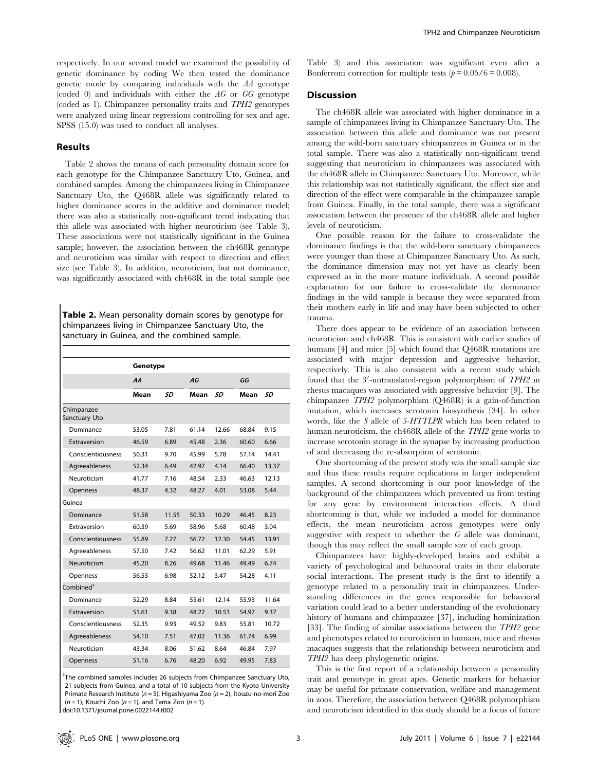respectively. In our second model we examined the possibility of genetic dominance by coding We then tested the dominance genetic mode by comparing individuals with the *AA* genotype (coded 0) and individuals with either the *AG* or *GG* genotype (coded as 1). Chimpanzee personality traits and *TPH2* genotypes were analyzed using linear regressions controlling for sex and age. SPSS (15.0) was used to conduct all analyses.

## Results

Table 2 shows the means of each personality domain score for each genotype for the Chimpanzee Sanctuary Uto, Guinea, and combined samples. Among the chimpanzees living in Chimpanzee Sanctuary Uto, the Q468R allele was significantly related to higher dominance scores in the additive and dominance model; there was also a statistically non-significant trend indicating that this allele was associated with higher neuroticism (see Table 3). These associations were not statistically significant in the Guinea sample; however, the association between the ch468R genotype and neuroticism was similar with respect to direction and effect size (see Table 3). In addition, neuroticism, but not dominance, was significantly associated with ch468R in the total sample (see Table 3) and this association was significant even after a Bonferroni correction for multiple tests ($p = 0.05/6 = 0.008$).

**Table 2.** Mean personality domain scores by genotype for chimpanzees living in Chimpanzee Sanctuary Uto, the sanctuary in Guinea, and the combined sample.

| | Genotype | | | | | |
|---|---|---|---|---|---|---|
| | *AA* | | *AG* | | *GG* | |
| | **Mean** | ***SD*** | **Mean** | ***SD*** | **Mean** | ***SD*** |
| Chimpanzee Sanctuary Uto | | | | | | |
| Dominance | 53.05 | 7.81 | 61.14 | 12.66 | 68.84 | 9.15 |
| Extraversion | 46.59 | 6.89 | 45.48 | 2.36 | 60.60 | 6.66 |
| Conscientiousness | 50.31 | 9.70 | 45.99 | 5.78 | 57.14 | 14.41 |
| Agreeableness | 52.34 | 6.49 | 42.97 | 4.14 | 66.40 | 13.37 |
| Neuroticism | 41.77 | 7.16 | 48.54 | 2.33 | 46.63 | 12.13 |
| Openness | 48.37 | 4.32 | 48.27 | 4.01 | 53.08 | 5.44 |
| Guinea | | | | | | |
| Dominance | 51.58 | 11.55 | 50.33 | 10.29 | 46.45 | 8.23 |
| Extraversion | 60.39 | 5.69 | 58.96 | 5.68 | 60.48 | 3.04 |
| Conscientiousness | 55.89 | 7.27 | 56.72 | 12.30 | 54.45 | 13.91 |
| Agreeableness | 57.50 | 7.42 | 56.62 | 11.01 | 62.29 | 5.91 |
| Neuroticism | 45.20 | 8.26 | 49.68 | 11.46 | 49.49 | 6.74 |
| Openness | 56.53 | 6.98 | 52.12 | 3.47 | 54.28 | 4.11 |
| Combined[†] | | | | | | |
| Dominance | 52.29 | 8.84 | 55.61 | 12.14 | 55.93 | 11.64 |
| Extraversion | 51.61 | 9.38 | 48.22 | 10.53 | 54.97 | 9.37 |
| Conscientiousness | 52.35 | 9.93 | 49.52 | 9.83 | 55.81 | 10.72 |
| Agreeableness | 54.10 | 7.51 | 47.02 | 11.36 | 61.74 | 6.99 |
| Neuroticism | 43.34 | 8.06 | 51.62 | 8.64 | 46.84 | 7.97 |
| Openness | 51.16 | 6.76 | 48.20 | 6.92 | 49.95 | 7.83 |

[†]The combined samples includes 26 subjects from Chimpanzee Sanctuary Uto, 21 subjects from Guinea, and a total of 10 subjects from the Kyoto University Primate Research Institute ($n = 5$), Higashiyama Zoo ($n = 2$), Itouzu-no-mori Zoo ($n = 1$), Kouchi Zoo ($n = 1$), and Tama Zoo ($n = 1$).

doi:10.1371/journal.pone.0022144.t002

## Discussion

The ch468R allele was associated with higher dominance in a sample of chimpanzees living in Chimpanzee Sanctuary Uto. The association between this allele and dominance was not present among the wild-born sanctuary chimpanzees in Guinea or in the total sample. There was also a statistically non-significant trend suggesting that neuroticism in chimpanzees was associated with the ch468R allele in Chimpanzee Sanctuary Uto. Moreover, while this relationship was not statistically significant, the effect size and direction of the effect were comparable in the chimpanzee sample from Guinea. Finally, in the total sample, there was a significant association between the presence of the ch468R allele and higher levels of neuroticism.

One possible reason for the failure to cross-validate the dominance findings is that the wild-born sanctuary chimpanzees were younger than those at Chimpanzee Sanctuary Uto. As such, the dominance dimension may not yet have as clearly been expressed as in the more mature individuals. A second possible explanation for our failure to cross-validate the dominance findings in the wild sample is because they were separated from their mothers early in life and may have been subjected to other trauma.

There does appear to be evidence of an association between neuroticism and ch468R. This is consistent with earlier studies of humans [4] and mice [5] which found that Q468R mutations are associated with major depression and aggressive behavior, respectively. This is also consistent with a recent study which found that the 3′-untranslated-region polymorphism of *TPH2* in rhesus macaques was associated with aggressive behavior [9]. The chimpanzee *TPH2* polymorphism (Q468R) is a gain-of-function mutation, which increases serotonin biosynthesis [34]. In other words, like the *S* allele of *5-HTTLPR* which has been related to human neuroticism, the ch468R allele of the *TPH2* gene works to increase serotonin storage in the synapse by increasing production of and decreasing the re-absorption of serotonin.

One shortcoming of the present study was the small sample size and thus these results require replications in larger independent samples. A second shortcoming is our poor knowledge of the background of the chimpanzees which prevented us from testing for any gene by environment interaction effects. A third shortcoming is that, while we included a model for dominance effects, the mean neuroticism across genotypes were only suggestive with respect to whether the *G* allele was dominant, though this may reflect the small sample size of each group.

Chimpanzees have highly-developed brains and exhibit a variety of psychological and behavioral traits in their elaborate social interactions. The present study is the first to identify a genotype related to a personality trait in chimpanzees. Understanding differences in the genes responsible for behavioral variation could lead to a better understanding of the evolutionary history of humans and chimpanzee [37], including hominization [33]. The finding of similar associations between the *TPH2* gene and phenotypes related to neuroticism in humans, mice and rhesus macaques suggests that the relationship between neuroticism and *TPH2* has deep phylogenetic origins.

This is the first report of a relationship between a personality trait and genotype in great apes. Genetic markers for behavior may be useful for primate conservation, welfare and management in zoos. Therefore, the association between Q468R polymorphism and neuroticism identified in this study should be a focus of future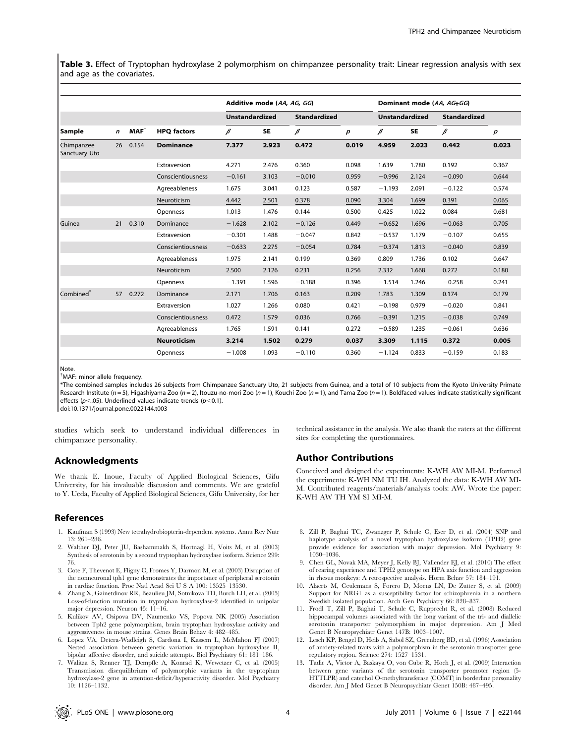**Table 3.** Effect of Tryptophan hydroxylase 2 polymorphism on chimpanzee personality trait: Linear regression analysis with sex and age as the covariates.

| | | | | Additive mode (*AA, AG, GG*) | | | | Dominant mode (*AA, AG+GG*) | | | |
|---|---|---|---|---|---|---|---|---|---|---|---|
| | | | | Unstandardized | | Standardized | | Unstandardized | | Standardized | |
| Sample | *n* | MAF[†] | HPQ factors | *β* | SE | *β* | *p* | *β* | SE | *β* | *p* |
| Chimpanzee Sanctuary Uto | 26 | 0.154 | **Dominance** | **7.377** | **2.923** | **0.472** | **0.019** | **4.959** | **2.023** | **0.442** | **0.023** |
| | | | Extraversion | 4.271 | 2.476 | 0.360 | 0.098 | 1.639 | 1.780 | 0.192 | 0.367 |
| | | | Conscientiousness | −0.161 | 3.103 | −0.010 | 0.959 | −0.996 | 2.124 | −0.090 | 0.644 |
| | | | Agreeableness | 1.675 | 3.041 | 0.123 | 0.587 | −1.193 | 2.091 | −0.122 | 0.574 |
| | | | <u>Neuroticism</u> | <u>4.442</u> | <u>2.501</u> | <u>0.378</u> | <u>0.090</u> | <u>3.304</u> | <u>1.699</u> | <u>0.391</u> | <u>0.065</u> |
| | | | Openness | 1.013 | 1.476 | 0.144 | 0.500 | 0.425 | 1.022 | 0.084 | 0.681 |
| Guinea | 21 | 0.310 | Dominance | −1.628 | 2.102 | −0.126 | 0.449 | −0.652 | 1.696 | −0.063 | 0.705 |
| | | | Extraversion | −0.301 | 1.488 | −0.047 | 0.842 | −0.537 | 1.179 | −0.107 | 0.655 |
| | | | Conscientiousness | −0.633 | 2.275 | −0.054 | 0.784 | −0.374 | 1.813 | −0.040 | 0.839 |
| | | | Agreeableness | 1.975 | 2.141 | 0.199 | 0.369 | 0.809 | 1.736 | 0.102 | 0.647 |
| | | | Neuroticism | 2.500 | 2.126 | 0.231 | 0.256 | 2.332 | 1.668 | 0.272 | 0.180 |
| | | | Openness | −1.391 | 1.596 | −0.188 | 0.396 | −1.514 | 1.246 | −0.258 | 0.241 |
| Combined* | 57 | 0.272 | Dominance | 2.171 | 1.706 | 0.163 | 0.209 | 1.783 | 1.309 | 0.174 | 0.179 |
| | | | Extraversion | 1.027 | 1.266 | 0.080 | 0.421 | −0.198 | 0.979 | −0.020 | 0.841 |
| | | | Conscientiousness | 0.472 | 1.579 | 0.036 | 0.766 | −0.391 | 1.215 | −0.038 | 0.749 |
| | | | Agreeableness | 1.765 | 1.591 | 0.141 | 0.272 | −0.589 | 1.235 | −0.061 | 0.636 |
| | | | **Neuroticism** | **3.214** | **1.502** | **0.279** | **0.037** | **3.309** | **1.115** | **0.372** | **0.005** |
| | | | Openness | −1.008 | 1.093 | −0.110 | 0.360 | −1.124 | 0.833 | −0.159 | 0.183 |

Note.
[†]MAF: minor allele frequency.
*The combined samples includes 26 subjects from Chimpanzee Sanctuary Uto, 21 subjects from Guinea, and a total of 10 subjects from the Kyoto University Primate Research Institute ($n = 5$), Higashiyama Zoo ($n = 2$), Itouzu-no-mori Zoo ($n = 1$), Kouchi Zoo ($n = 1$), and Tama Zoo ($n = 1$). Boldfaced values indicate statistically significant effects ($p < .05$). Underlined values indicate trends ($p < 0.1$).
doi:10.1371/journal.pone.0022144.t003

studies which seek to understand individual differences in chimpanzee personality.

## Acknowledgments

We thank E. Inoue, Faculty of Applied Biological Sciences, Gifu University, for his invaluable discussion and comments. We are grateful to Y. Ueda, Faculty of Applied Biological Sciences, Gifu University, for her technical assistance in the analysis. We also thank the raters at the different sites for completing the questionnaires.

## Author Contributions

Conceived and designed the experiments: K-WH AW MI-M. Performed the experiments: K-WH NM TU IH. Analyzed the data: K-WH AW MI-M. Contributed reagents/materials/analysis tools: AW. Wrote the paper: K-WH AW TH YM SI MI-M.

## References

1. Kaufman S (1993) New tetrahydrobiopterin-dependent systems. Annu Rev Nutr 13: 261–286.
2. Walther DJ, Peter JU, Bashammakh S, Hortnagl H, Voits M, et al. (2003) Synthesis of serotonin by a second tryptophan hydroxylase isoform. Science 299: 76.
3. Cote F, Thevenot E, Fligny C, Fromes Y, Darmon M, et al. (2003) Disruption of the nonneuronal tph1 gene demonstrates the importance of peripheral serotonin in cardiac function. Proc Natl Acad Sci U S A 100: 13525–13530.
4. Zhang X, Gainetdinov RR, Beaulieu JM, Sotnikova TD, Burch LH, et al. (2005) Loss-of-function mutation in tryptophan hydroxylase-2 identified in unipolar major depression. Neuron 45: 11–16.
5. Kulikov AV, Osipova DV, Naumenko VS, Popova NK (2005) Association between Tph2 gene polymorphism, brain tryptophan hydroxylase activity and aggressiveness in mouse strains. Genes Brain Behav 4: 482–485.
6. Lopez VA, Detera-Wadleigh S, Cardona I, Kassem L, McMahon FJ (2007) Nested association between genetic variation in tryptophan hydroxylase II, bipolar affective disorder, and suicide attempts. Biol Psychiatry 61: 181–186.
7. Walitza S, Renner TJ, Dempfle A, Konrad K, Wewetzer C, et al. (2005) Transmission disequilibrium of polymorphic variants in the tryptophan hydroxylase-2 gene in attention-deficit/hyperactivity disorder. Mol Psychiatry 10: 1126–1132.
8. Zill P, Baghai TC, Zwanzger P, Schule C, Eser D, et al. (2004) SNP and haplotype analysis of a novel tryptophan hydroxylase isoform (TPH2) gene provide evidence for association with major depression. Mol Psychiatry 9: 1030–1036.
9. Chen GL, Novak MA, Meyer J, Kelly BJ, Vallender EJ, et al. (2010) The effect of rearing experience and TPH2 genotype on HPA axis function and aggression in rhesus monkeys: A retrospective analysis. Horm Behav 57: 184–191.
10. Alaerts M, Ceulemans S, Forero D, Moens LN, De Zutter S, et al. (2009) Support for NRG1 as a susceptibility factor for schizophrenia in a northern Swedish isolated population. Arch Gen Psychiatry 66: 828–837.
11. Frodl T, Zill P, Baghai T, Schule C, Rupprecht R, et al. (2008) Reduced hippocampal volumes associated with the long variant of the tri- and diallelic serotonin transporter polymorphism in major depression. Am J Med Genet B Neuropsychiatr Genet 147B: 1003–1007.
12. Lesch KP, Bengel D, Heils A, Sabol SZ, Greenberg BD, et al. (1996) Association of anxiety-related traits with a polymorphism in the serotonin transporter gene regulatory region. Science 274: 1527–1531.
13. Tadic A, Victor A, Baskaya O, von Cube R, Hoch J, et al. (2009) Interaction between gene variants of the serotonin transporter promoter region (5-HTTLPR) and catechol O-methyltransferase (COMT) in borderline personality disorder. Am J Med Genet B Neuropsychiatr Genet 150B: 487–495.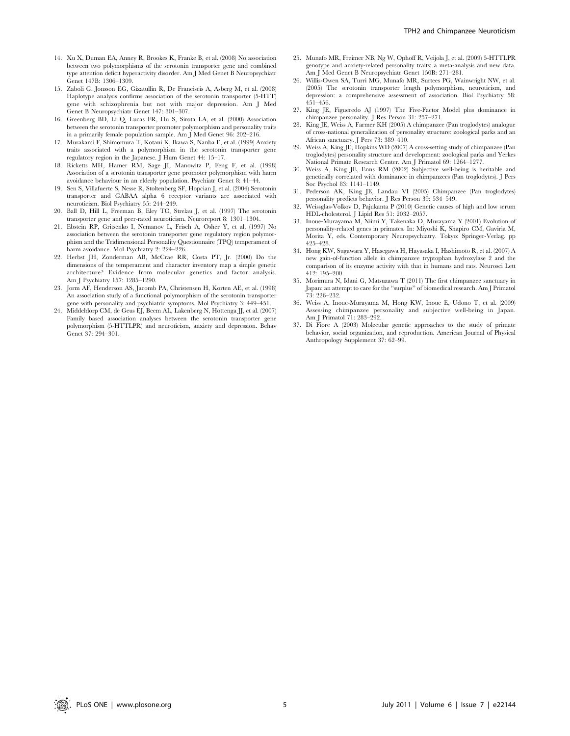14. Xu X, Duman EA, Anney R, Brookes K, Franke B, et al. (2008) No association between two polymorphisms of the serotonin transporter gene and combined type attention deficit hyperactivity disorder. Am J Med Genet B Neuropsychiatr Genet 147B: 1306–1309.
15. Zaboli G, Jonsson EG, Gizatullin R, De Franciscis A, Asberg M, et al. (2008) Haplotype analysis confirms association of the serotonin transporter (5-HTT) gene with schizophrenia but not with major depression. Am J Med Genet B Neuropsychiatr Genet 147: 301–307.
16. Greenberg BD, Li Q, Lucas FR, Hu S, Sirota LA, et al. (2000) Association between the serotonin transporter promoter polymorphism and personality traits in a primarily female population sample. Am J Med Genet 96: 202–216.
17. Murakami F, Shimomura T, Kotani K, Ikawa S, Nanba E, et al. (1999) Anxiety traits associated with a polymorphism in the serotonin transporter gene regulatory region in the Japanese. J Hum Genet 44: 15–17.
18. Ricketts MH, Hamer RM, Sage JI, Manowitz P, Feng F, et al. (1998) Association of a serotonin transporter gene promoter polymorphism with harm avoidance behaviour in an elderly population. Psychiatr Genet 8: 41–44.
19. Sen S, Villafuerte S, Nesse R, Stoltenberg SF, Hopcian J, et al. (2004) Serotonin transporter and GABAA alpha 6 receptor variants are associated with neuroticism. Biol Psychiatry 55: 244–249.
20. Ball D, Hill L, Freeman B, Eley TC, Strelau J, et al. (1997) The serotonin transporter gene and peer-rated neuroticism. Neuroreport 8: 1301–1304.
21. Ebstein RP, Gritsenko I, Nemanov L, Frisch A, Osher Y, et al. (1997) No association between the serotonin transporter gene regulatory region polymorphism and the Tridimensional Personality Questionnaire (TPQ) temperament of harm avoidance. Mol Psychiatry 2: 224–226.
22. Herbst JH, Zonderman AB, McCrae RR, Costa PT, Jr. (2000) Do the dimensions of the temperament and character inventory map a simple genetic architecture? Evidence from molecular genetics and factor analysis. Am J Psychiatry 157: 1285–1290.
23. Jorm AF, Henderson AS, Jacomb PA, Christensen H, Korten AE, et al. (1998) An association study of a functional polymorphism of the serotonin transporter gene with personality and psychiatric symptoms. Mol Psychiatry 3: 449–451.
24. Middeldorp CM, de Geus EJ, Beem AL, Lakenberg N, Hottenga JJ, et al. (2007) Family based association analyses between the serotonin transporter gene polymorphism (5-HTTLPR) and neuroticism, anxiety and depression. Behav Genet 37: 294–301.
25. Munafo MR, Freimer NB, Ng W, Ophoff R, Veijola J, et al. (2009) 5-HTTLPR genotype and anxiety-related personality traits: a meta-analysis and new data. Am J Med Genet B Neuropsychiatr Genet 150B: 271–281.
26. Willis-Owen SA, Turri MG, Munafo MR, Surtees PG, Wainwright NW, et al. (2005) The serotonin transporter length polymorphism, neuroticism, and depression: a comprehensive assessment of association. Biol Psychiatry 58: 451–456.
27. King JE, Figueredo AJ (1997) The Five-Factor Model plus dominance in chimpanzee personality. J Res Person 31: 257–271.
28. King JE, Weiss A, Farmer KH (2005) A chimpanzee (Pan troglodytes) analogue of cross-national generalization of personality structure: zoological parks and an African sanctuary. J Pers 73: 389–410.
29. Weiss A, King JE, Hopkins WD (2007) A cross-setting study of chimpanzee (Pan troglodytes) personality structure and development: zoological parks and Yerkes National Primate Research Center. Am J Primatol 69: 1264–1277.
30. Weiss A, King JE, Enns RM (2002) Subjective well-being is heritable and genetically correlated with dominance in chimpanzees (Pan troglodytes). J Pers Soc Psychol 83: 1141–1149.
31. Pederson AK, King JE, Landau VI (2005) Chimpanzee (Pan troglodytes) personality predicts behavior. J Res Person 39: 534–549.
32. Weissglas-Volkov D, Pajukanta P (2010) Genetic causes of high and low serum HDL-cholesterol. J Lipid Res 51: 2032–2057.
33. Inoue-Murayama M, Niimi Y, Takenaka O, Murayama Y (2001) Evolution of personality-related genes in primates. In: Miyoshi K, Shapiro CM, Gaviria M, Morita Y, eds. Contemporary Neuropsychiatry. Tokyo: Springer-Verlag. pp 425–428.
34. Hong KW, Sugawara Y, Hasegawa H, Hayasaka I, Hashimoto R, et al. (2007) A new gain-of-function allele in chimpanzee tryptophan hydroxylase 2 and the comparison of its enzyme activity with that in humans and rats. Neurosci Lett 412: 195–200.
35. Morimura N, Idani G, Matsuzawa T (2011) The first chimpanzee sanctuary in Japan: an attempt to care for the "surplus" of biomedical research. Am J Primatol 73: 226–232.
36. Weiss A, Inoue-Murayama M, Hong KW, Inoue E, Udono T, et al. (2009) Assessing chimpanzee personality and subjective well-being in Japan. Am J Primatol 71: 283–292.
37. Di Fiore A (2003) Molecular genetic approaches to the study of primate behavior, social organization, and reproduction. American Journal of Physical Anthropology Supplement 37: 62–99.